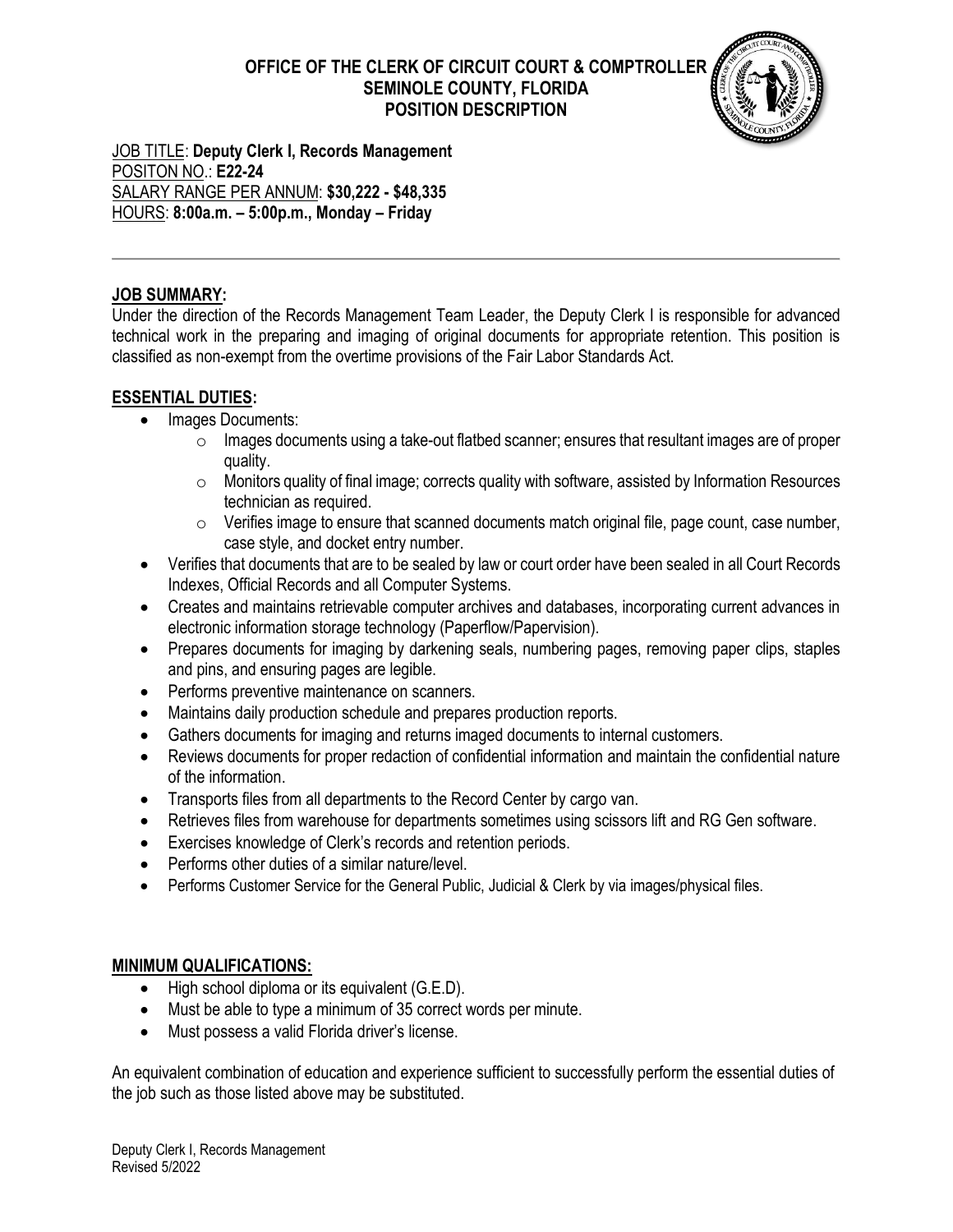# OFFICE OF THE CLERK OF CIRCUIT COURT & COMPTROLLER
## SEMINOLE COUNTY, FLORIDA
## POSITION DESCRIPTION

JOB TITLE: **Deputy Clerk I, Records Management**
POSITON NO.: **E22-24**
SALARY RANGE PER ANNUM: **$30,222 - $48,335**
HOURS: **8:00a.m. – 5:00p.m., Monday – Friday**

---

**JOB SUMMARY:**

Under the direction of the Records Management Team Leader, the Deputy Clerk I is responsible for advanced technical work in the preparing and imaging of original documents for appropriate retention. This position is classified as non-exempt from the overtime provisions of the Fair Labor Standards Act.

**ESSENTIAL DUTIES:**

- Images Documents:
  - Images documents using a take-out flatbed scanner; ensures that resultant images are of proper quality.
  - Monitors quality of final image; corrects quality with software, assisted by Information Resources technician as required.
  - Verifies image to ensure that scanned documents match original file, page count, case number, case style, and docket entry number.
- Verifies that documents that are to be sealed by law or court order have been sealed in all Court Records Indexes, Official Records and all Computer Systems.
- Creates and maintains retrievable computer archives and databases, incorporating current advances in electronic information storage technology (Paperflow/Papervision).
- Prepares documents for imaging by darkening seals, numbering pages, removing paper clips, staples and pins, and ensuring pages are legible.
- Performs preventive maintenance on scanners.
- Maintains daily production schedule and prepares production reports.
- Gathers documents for imaging and returns imaged documents to internal customers.
- Reviews documents for proper redaction of confidential information and maintain the confidential nature of the information.
- Transports files from all departments to the Record Center by cargo van.
- Retrieves files from warehouse for departments sometimes using scissors lift and RG Gen software.
- Exercises knowledge of Clerk's records and retention periods.
- Performs other duties of a similar nature/level.
- Performs Customer Service for the General Public, Judicial & Clerk by via images/physical files.

**MINIMUM QUALIFICATIONS:**

- High school diploma or its equivalent (G.E.D).
- Must be able to type a minimum of 35 correct words per minute.
- Must possess a valid Florida driver's license.

An equivalent combination of education and experience sufficient to successfully perform the essential duties of the job such as those listed above may be substituted.

Deputy Clerk I, Records Management
Revised 5/2022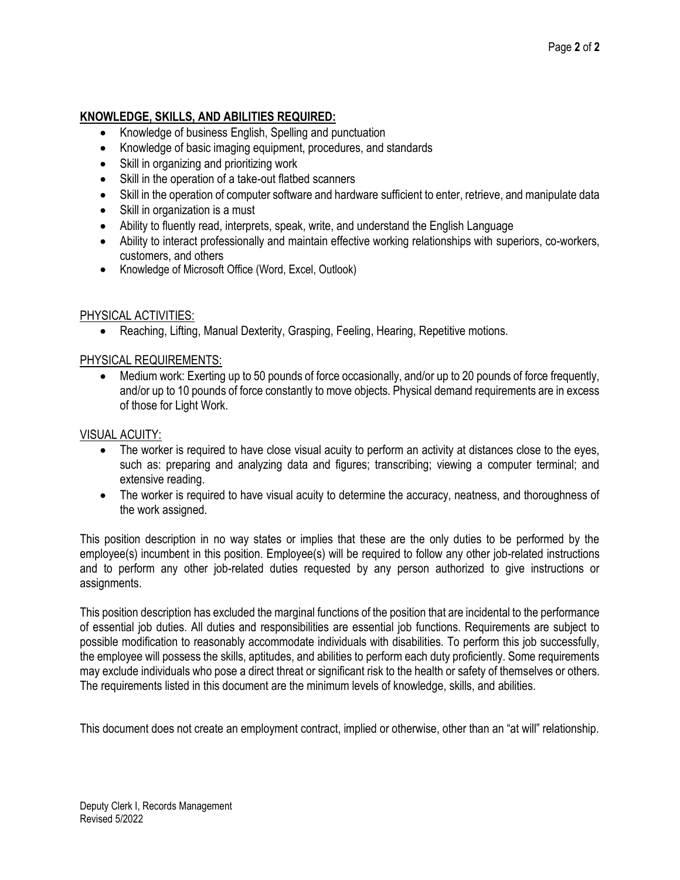## KNOWLEDGE, SKILLS, AND ABILITIES REQUIRED:

- Knowledge of business English, Spelling and punctuation
- Knowledge of basic imaging equipment, procedures, and standards
- Skill in organizing and prioritizing work
- Skill in the operation of a take-out flatbed scanners
- Skill in the operation of computer software and hardware sufficient to enter, retrieve, and manipulate data
- Skill in organization is a must
- Ability to fluently read, interprets, speak, write, and understand the English Language
- Ability to interact professionally and maintain effective working relationships with superiors, co-workers, customers, and others
- Knowledge of Microsoft Office (Word, Excel, Outlook)

### PHYSICAL ACTIVITIES:

- Reaching, Lifting, Manual Dexterity, Grasping, Feeling, Hearing, Repetitive motions.

### PHYSICAL REQUIREMENTS:

- Medium work: Exerting up to 50 pounds of force occasionally, and/or up to 20 pounds of force frequently, and/or up to 10 pounds of force constantly to move objects. Physical demand requirements are in excess of those for Light Work.

### VISUAL ACUITY:

- The worker is required to have close visual acuity to perform an activity at distances close to the eyes, such as: preparing and analyzing data and figures; transcribing; viewing a computer terminal; and extensive reading.
- The worker is required to have visual acuity to determine the accuracy, neatness, and thoroughness of the work assigned.

This position description in no way states or implies that these are the only duties to be performed by the employee(s) incumbent in this position. Employee(s) will be required to follow any other job-related instructions and to perform any other job-related duties requested by any person authorized to give instructions or assignments.

This position description has excluded the marginal functions of the position that are incidental to the performance of essential job duties. All duties and responsibilities are essential job functions. Requirements are subject to possible modification to reasonably accommodate individuals with disabilities. To perform this job successfully, the employee will possess the skills, aptitudes, and abilities to perform each duty proficiently. Some requirements may exclude individuals who pose a direct threat or significant risk to the health or safety of themselves or others. The requirements listed in this document are the minimum levels of knowledge, skills, and abilities.

This document does not create an employment contract, implied or otherwise, other than an "at will" relationship.

Deputy Clerk I, Records Management
Revised 5/2022